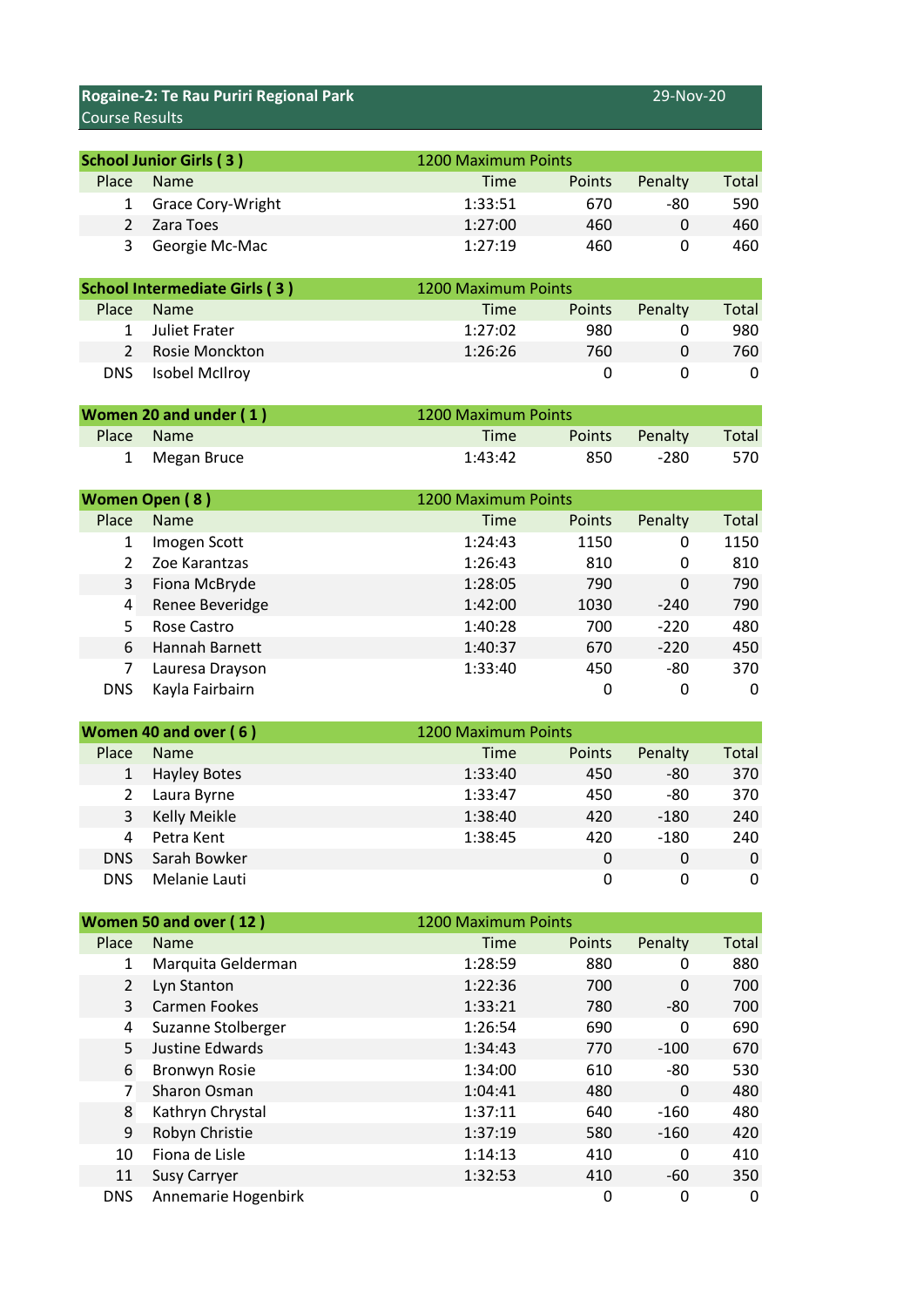## Rogaine-2: Te Rau Puriri Regional Park

29-Nov-20

Course Results

### School Junior Girls ( 3 )

1200 Maximum Points

| Place | Name | Time | Points | Penalty | Total |
|---|---|---|---|---|---|
| 1 | Grace Cory-Wright | 1:33:51 | 670 | -80 | 590 |
| 2 | Zara Toes | 1:27:00 | 460 | 0 | 460 |
| 3 | Georgie Mc-Mac | 1:27:19 | 460 | 0 | 460 |

### School Intermediate Girls ( 3 )

1200 Maximum Points

| Place | Name | Time | Points | Penalty | Total |
|---|---|---|---|---|---|
| 1 | Juliet Frater | 1:27:02 | 980 | 0 | 980 |
| 2 | Rosie Monckton | 1:26:26 | 760 | 0 | 760 |
| DNS | Isobel McIlroy | | 0 | 0 | 0 |

### Women 20 and under ( 1 )

1200 Maximum Points

| Place | Name | Time | Points | Penalty | Total |
|---|---|---|---|---|---|
| 1 | Megan Bruce | 1:43:42 | 850 | -280 | 570 |

### Women Open ( 8 )

1200 Maximum Points

| Place | Name | Time | Points | Penalty | Total |
|---|---|---|---|---|---|
| 1 | Imogen Scott | 1:24:43 | 1150 | 0 | 1150 |
| 2 | Zoe Karantzas | 1:26:43 | 810 | 0 | 810 |
| 3 | Fiona McBryde | 1:28:05 | 790 | 0 | 790 |
| 4 | Renee Beveridge | 1:42:00 | 1030 | -240 | 790 |
| 5 | Rose Castro | 1:40:28 | 700 | -220 | 480 |
| 6 | Hannah Barnett | 1:40:37 | 670 | -220 | 450 |
| 7 | Lauresa Drayson | 1:33:40 | 450 | -80 | 370 |
| DNS | Kayla Fairbairn | | 0 | 0 | 0 |

### Women 40 and over ( 6 )

1200 Maximum Points

| Place | Name | Time | Points | Penalty | Total |
|---|---|---|---|---|---|
| 1 | Hayley Botes | 1:33:40 | 450 | -80 | 370 |
| 2 | Laura Byrne | 1:33:47 | 450 | -80 | 370 |
| 3 | Kelly Meikle | 1:38:40 | 420 | -180 | 240 |
| 4 | Petra Kent | 1:38:45 | 420 | -180 | 240 |
| DNS | Sarah Bowker | | 0 | 0 | 0 |
| DNS | Melanie Lauti | | 0 | 0 | 0 |

### Women 50 and over ( 12 )

1200 Maximum Points

| Place | Name | Time | Points | Penalty | Total |
|---|---|---|---|---|---|
| 1 | Marquita Gelderman | 1:28:59 | 880 | 0 | 880 |
| 2 | Lyn Stanton | 1:22:36 | 700 | 0 | 700 |
| 3 | Carmen Fookes | 1:33:21 | 780 | -80 | 700 |
| 4 | Suzanne Stolberger | 1:26:54 | 690 | 0 | 690 |
| 5 | Justine Edwards | 1:34:43 | 770 | -100 | 670 |
| 6 | Bronwyn Rosie | 1:34:00 | 610 | -80 | 530 |
| 7 | Sharon Osman | 1:04:41 | 480 | 0 | 480 |
| 8 | Kathryn Chrystal | 1:37:11 | 640 | -160 | 480 |
| 9 | Robyn Christie | 1:37:19 | 580 | -160 | 420 |
| 10 | Fiona de Lisle | 1:14:13 | 410 | 0 | 410 |
| 11 | Susy Carryer | 1:32:53 | 410 | -60 | 350 |
| DNS | Annemarie Hogenbirk | | 0 | 0 | 0 |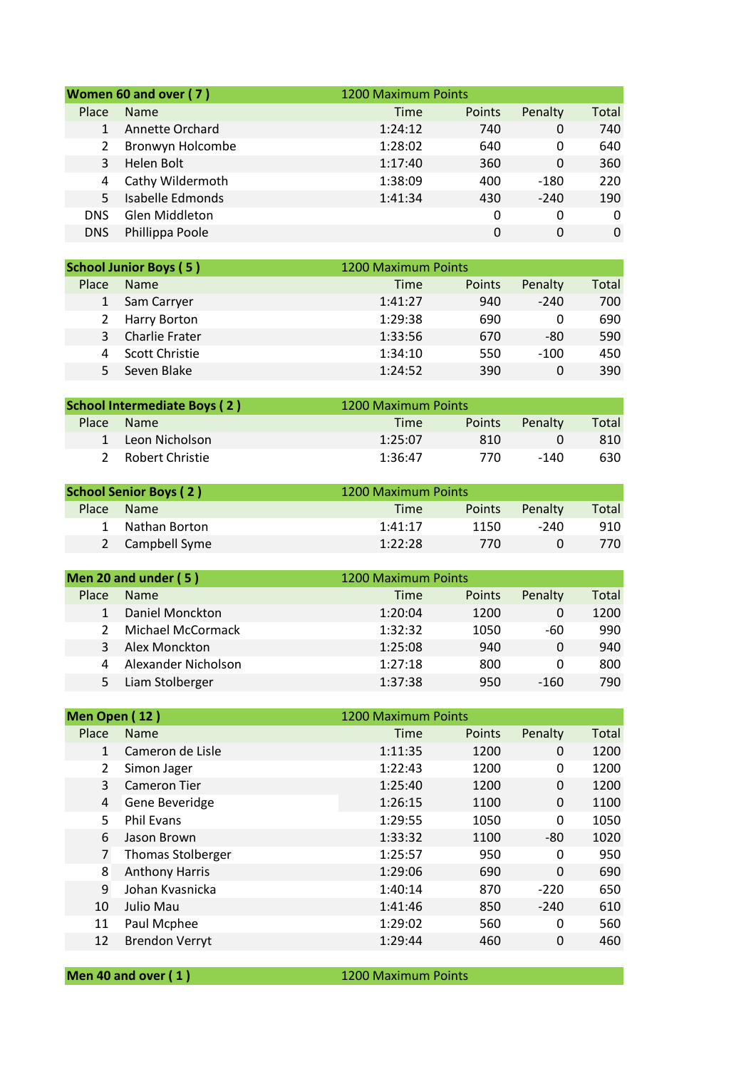| Women 60 and over ( 7 ) | | 1200 Maximum Points | | | |
|---|---|---|---|---|---|
| Place | Name | Time | Points | Penalty | Total |
| 1 | Annette Orchard | 1:24:12 | 740 | 0 | 740 |
| 2 | Bronwyn Holcombe | 1:28:02 | 640 | 0 | 640 |
| 3 | Helen Bolt | 1:17:40 | 360 | 0 | 360 |
| 4 | Cathy Wildermoth | 1:38:09 | 400 | -180 | 220 |
| 5 | Isabelle Edmonds | 1:41:34 | 430 | -240 | 190 |
| DNS | Glen Middleton | | 0 | 0 | 0 |
| DNS | Phillippa Poole | | 0 | 0 | 0 |

| School Junior Boys ( 5 ) | | 1200 Maximum Points | | | |
|---|---|---|---|---|---|
| Place | Name | Time | Points | Penalty | Total |
| 1 | Sam Carryer | 1:41:27 | 940 | -240 | 700 |
| 2 | Harry Borton | 1:29:38 | 690 | 0 | 690 |
| 3 | Charlie Frater | 1:33:56 | 670 | -80 | 590 |
| 4 | Scott Christie | 1:34:10 | 550 | -100 | 450 |
| 5 | Seven Blake | 1:24:52 | 390 | 0 | 390 |

| School Intermediate Boys ( 2 ) | | 1200 Maximum Points | | | |
|---|---|---|---|---|---|
| Place | Name | Time | Points | Penalty | Total |
| 1 | Leon Nicholson | 1:25:07 | 810 | 0 | 810 |
| 2 | Robert Christie | 1:36:47 | 770 | -140 | 630 |

| School Senior Boys ( 2 ) | | 1200 Maximum Points | | | |
|---|---|---|---|---|---|
| Place | Name | Time | Points | Penalty | Total |
| 1 | Nathan Borton | 1:41:17 | 1150 | -240 | 910 |
| 2 | Campbell Syme | 1:22:28 | 770 | 0 | 770 |

| Men 20 and under ( 5 ) | | 1200 Maximum Points | | | |
|---|---|---|---|---|---|
| Place | Name | Time | Points | Penalty | Total |
| 1 | Daniel Monckton | 1:20:04 | 1200 | 0 | 1200 |
| 2 | Michael McCormack | 1:32:32 | 1050 | -60 | 990 |
| 3 | Alex Monckton | 1:25:08 | 940 | 0 | 940 |
| 4 | Alexander Nicholson | 1:27:18 | 800 | 0 | 800 |
| 5 | Liam Stolberger | 1:37:38 | 950 | -160 | 790 |

| Men Open ( 12 ) | | 1200 Maximum Points | | | |
|---|---|---|---|---|---|
| Place | Name | Time | Points | Penalty | Total |
| 1 | Cameron de Lisle | 1:11:35 | 1200 | 0 | 1200 |
| 2 | Simon Jager | 1:22:43 | 1200 | 0 | 1200 |
| 3 | Cameron Tier | 1:25:40 | 1200 | 0 | 1200 |
| 4 | Gene Beveridge | 1:26:15 | 1100 | 0 | 1100 |
| 5 | Phil Evans | 1:29:55 | 1050 | 0 | 1050 |
| 6 | Jason Brown | 1:33:32 | 1100 | -80 | 1020 |
| 7 | Thomas Stolberger | 1:25:57 | 950 | 0 | 950 |
| 8 | Anthony Harris | 1:29:06 | 690 | 0 | 690 |
| 9 | Johan Kvasnicka | 1:40:14 | 870 | -220 | 650 |
| 10 | Julio Mau | 1:41:46 | 850 | -240 | 610 |
| 11 | Paul Mcphee | 1:29:02 | 560 | 0 | 560 |
| 12 | Brendon Verryt | 1:29:44 | 460 | 0 | 460 |

| Men 40 and over ( 1 ) | | 1200 Maximum Points | | | |
|---|---|---|---|---|---|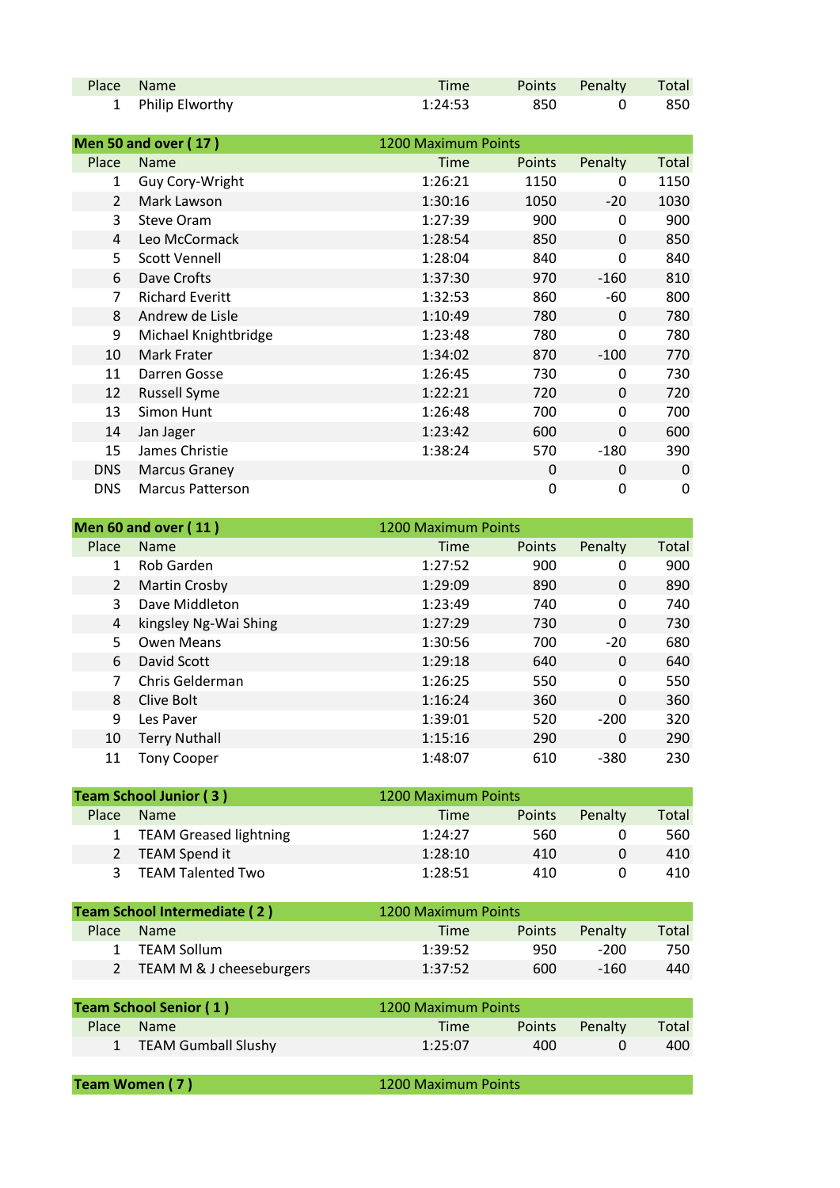| Place | Name | Time | Points | Penalty | Total |
|---|---|---|---|---|---|
| 1 | Philip Elworthy | 1:24:53 | 850 | 0 | 850 |

## Men 50 and over ( 17 ) — 1200 Maximum Points

| Place | Name | Time | Points | Penalty | Total |
|---|---|---|---|---|---|
| 1 | Guy Cory-Wright | 1:26:21 | 1150 | 0 | 1150 |
| 2 | Mark Lawson | 1:30:16 | 1050 | -20 | 1030 |
| 3 | Steve Oram | 1:27:39 | 900 | 0 | 900 |
| 4 | Leo McCormack | 1:28:54 | 850 | 0 | 850 |
| 5 | Scott Vennell | 1:28:04 | 840 | 0 | 840 |
| 6 | Dave Crofts | 1:37:30 | 970 | -160 | 810 |
| 7 | Richard Everitt | 1:32:53 | 860 | -60 | 800 |
| 8 | Andrew de Lisle | 1:10:49 | 780 | 0 | 780 |
| 9 | Michael Knightbridge | 1:23:48 | 780 | 0 | 780 |
| 10 | Mark Frater | 1:34:02 | 870 | -100 | 770 |
| 11 | Darren Gosse | 1:26:45 | 730 | 0 | 730 |
| 12 | Russell Syme | 1:22:21 | 720 | 0 | 720 |
| 13 | Simon Hunt | 1:26:48 | 700 | 0 | 700 |
| 14 | Jan Jager | 1:23:42 | 600 | 0 | 600 |
| 15 | James Christie | 1:38:24 | 570 | -180 | 390 |
| DNS | Marcus Graney | | 0 | 0 | 0 |
| DNS | Marcus Patterson | | 0 | 0 | 0 |

## Men 60 and over ( 11 ) — 1200 Maximum Points

| Place | Name | Time | Points | Penalty | Total |
|---|---|---|---|---|---|
| 1 | Rob Garden | 1:27:52 | 900 | 0 | 900 |
| 2 | Martin Crosby | 1:29:09 | 890 | 0 | 890 |
| 3 | Dave Middleton | 1:23:49 | 740 | 0 | 740 |
| 4 | kingsley Ng-Wai Shing | 1:27:29 | 730 | 0 | 730 |
| 5 | Owen Means | 1:30:56 | 700 | -20 | 680 |
| 6 | David Scott | 1:29:18 | 640 | 0 | 640 |
| 7 | Chris Gelderman | 1:26:25 | 550 | 0 | 550 |
| 8 | Clive Bolt | 1:16:24 | 360 | 0 | 360 |
| 9 | Les Paver | 1:39:01 | 520 | -200 | 320 |
| 10 | Terry Nuthall | 1:15:16 | 290 | 0 | 290 |
| 11 | Tony Cooper | 1:48:07 | 610 | -380 | 230 |

## Team School Junior ( 3 ) — 1200 Maximum Points

| Place | Name | Time | Points | Penalty | Total |
|---|---|---|---|---|---|
| 1 | TEAM Greased lightning | 1:24:27 | 560 | 0 | 560 |
| 2 | TEAM Spend it | 1:28:10 | 410 | 0 | 410 |
| 3 | TEAM Talented Two | 1:28:51 | 410 | 0 | 410 |

## Team School Intermediate ( 2 ) — 1200 Maximum Points

| Place | Name | Time | Points | Penalty | Total |
|---|---|---|---|---|---|
| 1 | TEAM Sollum | 1:39:52 | 950 | -200 | 750 |
| 2 | TEAM M & J cheeseburgers | 1:37:52 | 600 | -160 | 440 |

## Team School Senior ( 1 ) — 1200 Maximum Points

| Place | Name | Time | Points | Penalty | Total |
|---|---|---|---|---|---|
| 1 | TEAM Gumball Slushy | 1:25:07 | 400 | 0 | 400 |

## Team Women ( 7 ) — 1200 Maximum Points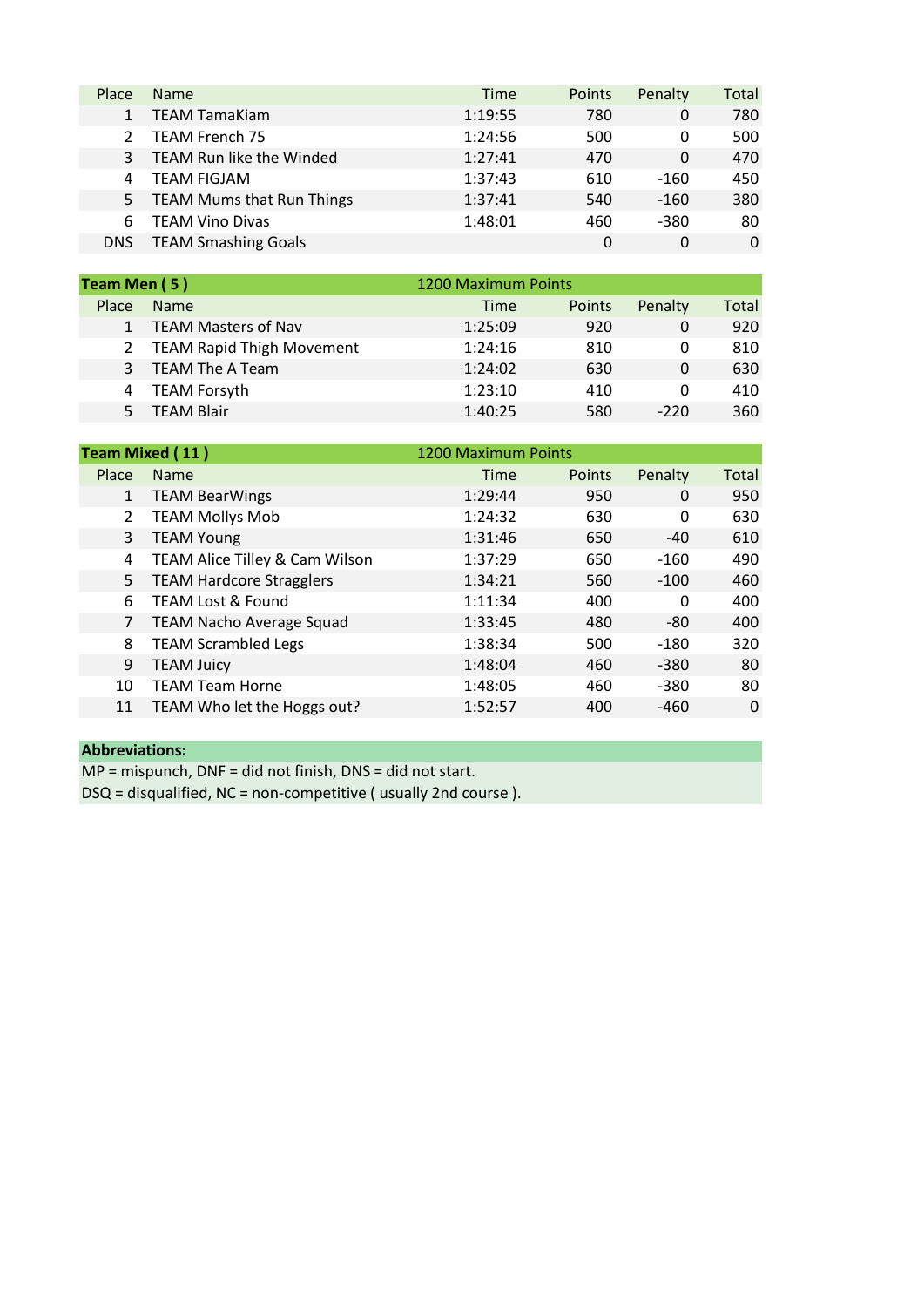| Place | Name | Time | Points | Penalty | Total |
|---|---|---|---|---|---|
| 1 | TEAM TamaKiam | 1:19:55 | 780 | 0 | 780 |
| 2 | TEAM French 75 | 1:24:56 | 500 | 0 | 500 |
| 3 | TEAM Run like the Winded | 1:27:41 | 470 | 0 | 470 |
| 4 | TEAM FIGJAM | 1:37:43 | 610 | -160 | 450 |
| 5 | TEAM Mums that Run Things | 1:37:41 | 540 | -160 | 380 |
| 6 | TEAM Vino Divas | 1:48:01 | 460 | -380 | 80 |
| DNS | TEAM Smashing Goals | | 0 | 0 | 0 |

**Team Men ( 5 )** 1200 Maximum Points

| Place | Name | Time | Points | Penalty | Total |
|---|---|---|---|---|---|
| 1 | TEAM Masters of Nav | 1:25:09 | 920 | 0 | 920 |
| 2 | TEAM Rapid Thigh Movement | 1:24:16 | 810 | 0 | 810 |
| 3 | TEAM The A Team | 1:24:02 | 630 | 0 | 630 |
| 4 | TEAM Forsyth | 1:23:10 | 410 | 0 | 410 |
| 5 | TEAM Blair | 1:40:25 | 580 | -220 | 360 |

**Team Mixed ( 11 )** 1200 Maximum Points

| Place | Name | Time | Points | Penalty | Total |
|---|---|---|---|---|---|
| 1 | TEAM BearWings | 1:29:44 | 950 | 0 | 950 |
| 2 | TEAM Mollys Mob | 1:24:32 | 630 | 0 | 630 |
| 3 | TEAM Young | 1:31:46 | 650 | -40 | 610 |
| 4 | TEAM Alice Tilley & Cam Wilson | 1:37:29 | 650 | -160 | 490 |
| 5 | TEAM Hardcore Stragglers | 1:34:21 | 560 | -100 | 460 |
| 6 | TEAM Lost & Found | 1:11:34 | 400 | 0 | 400 |
| 7 | TEAM Nacho Average Squad | 1:33:45 | 480 | -80 | 400 |
| 8 | TEAM Scrambled Legs | 1:38:34 | 500 | -180 | 320 |
| 9 | TEAM Juicy | 1:48:04 | 460 | -380 | 80 |
| 10 | TEAM Team Horne | 1:48:05 | 460 | -380 | 80 |
| 11 | TEAM Who let the Hoggs out? | 1:52:57 | 400 | -460 | 0 |

**Abbreviations:**

MP = mispunch, DNF = did not finish, DNS = did not start.
DSQ = disqualified, NC = non-competitive ( usually 2nd course ).